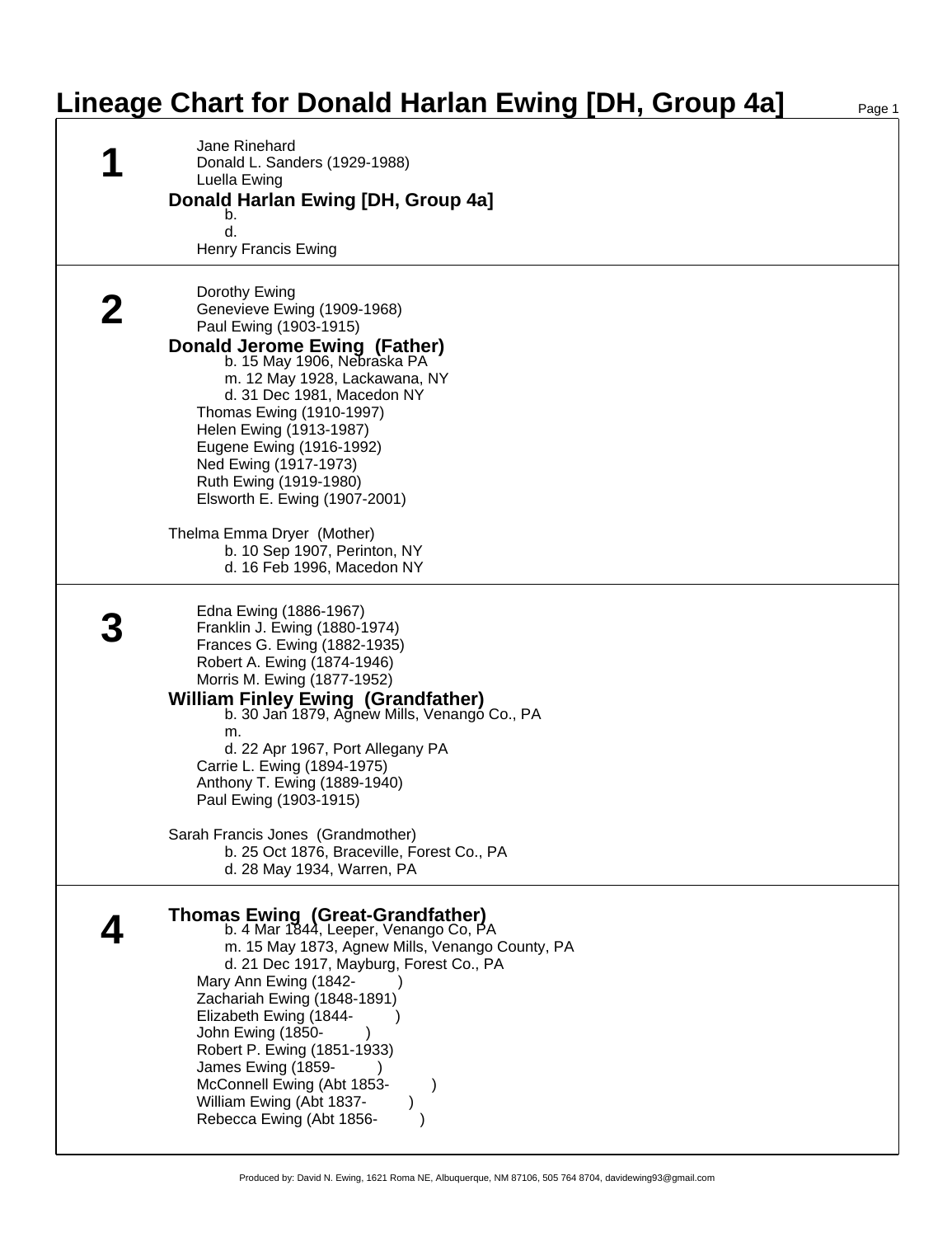# Lineage Chart for Donald Harlan Ewing [DH, Group 4a]

## 1

Jane Rinehard
Donald L. Sanders (1929-1988)
Luella Ewing

**Donald Harlan Ewing [DH, Group 4a]**
b.
d.

Henry Francis Ewing

## 2

Dorothy Ewing
Genevieve Ewing (1909-1968)
Paul Ewing (1903-1915)

**Donald Jerome Ewing (Father)**
b. 15 May 1906, Nebraska PA
m. 12 May 1928, Lackawana, NY
d. 31 Dec 1981, Macedon NY

Thomas Ewing (1910-1997)
Helen Ewing (1913-1987)
Eugene Ewing (1916-1992)
Ned Ewing (1917-1973)
Ruth Ewing (1919-1980)
Elsworth E. Ewing (1907-2001)

Thelma Emma Dryer (Mother)
b. 10 Sep 1907, Perinton, NY
d. 16 Feb 1996, Macedon NY

## 3

Edna Ewing (1886-1967)
Franklin J. Ewing (1880-1974)
Frances G. Ewing (1882-1935)
Robert A. Ewing (1874-1946)
Morris M. Ewing (1877-1952)

**William Finley Ewing (Grandfather)**
b. 30 Jan 1879, Agnew Mills, Venango Co., PA
m.
d. 22 Apr 1967, Port Allegany PA

Carrie L. Ewing (1894-1975)
Anthony T. Ewing (1889-1940)
Paul Ewing (1903-1915)

Sarah Francis Jones (Grandmother)
b. 25 Oct 1876, Braceville, Forest Co., PA
d. 28 May 1934, Warren, PA

## 4

**Thomas Ewing (Great-Grandfather)**
b. 4 Mar 1844, Leeper, Venango Co, PA
m. 15 May 1873, Agnew Mills, Venango County, PA
d. 21 Dec 1917, Mayburg, Forest Co., PA

Mary Ann Ewing (1842- )
Zachariah Ewing (1848-1891)
Elizabeth Ewing (1844- )
John Ewing (1850- )
Robert P. Ewing (1851-1933)
James Ewing (1859- )
McConnell Ewing (Abt 1853- )
William Ewing (Abt 1837- )
Rebecca Ewing (Abt 1856- )

Produced by: David N. Ewing, 1621 Roma NE, Albuquerque, NM 87106, 505 764 8704, davidewing93@gmail.com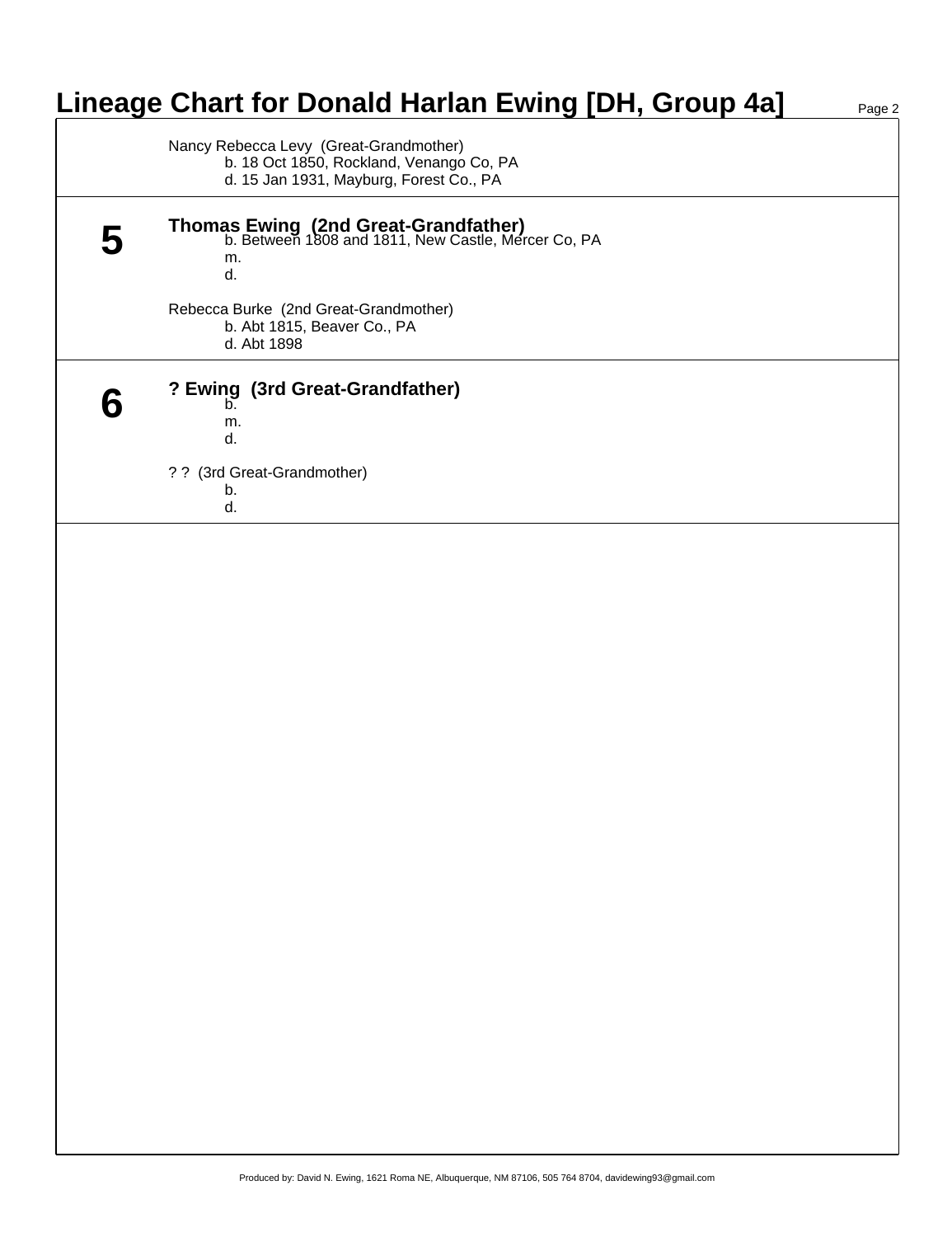# Lineage Chart for Donald Harlan Ewing [DH, Group 4a]

Nancy Rebecca Levy (Great-Grandmother)
b. 18 Oct 1850, Rockland, Venango Co, PA
d. 15 Jan 1931, Mayburg, Forest Co., PA

---

## 5

**Thomas Ewing (2nd Great-Grandfather)**
b. Between 1808 and 1811, New Castle, Mercer Co, PA
m.
d.

Rebecca Burke (2nd Great-Grandmother)
b. Abt 1815, Beaver Co., PA
d. Abt 1898

---

## 6

**? Ewing (3rd Great-Grandfather)**
b.
m.
d.

? ? (3rd Great-Grandmother)
b.
d.

---

Produced by: David N. Ewing, 1621 Roma NE, Albuquerque, NM 87106, 505 764 8704, davidewing93@gmail.com